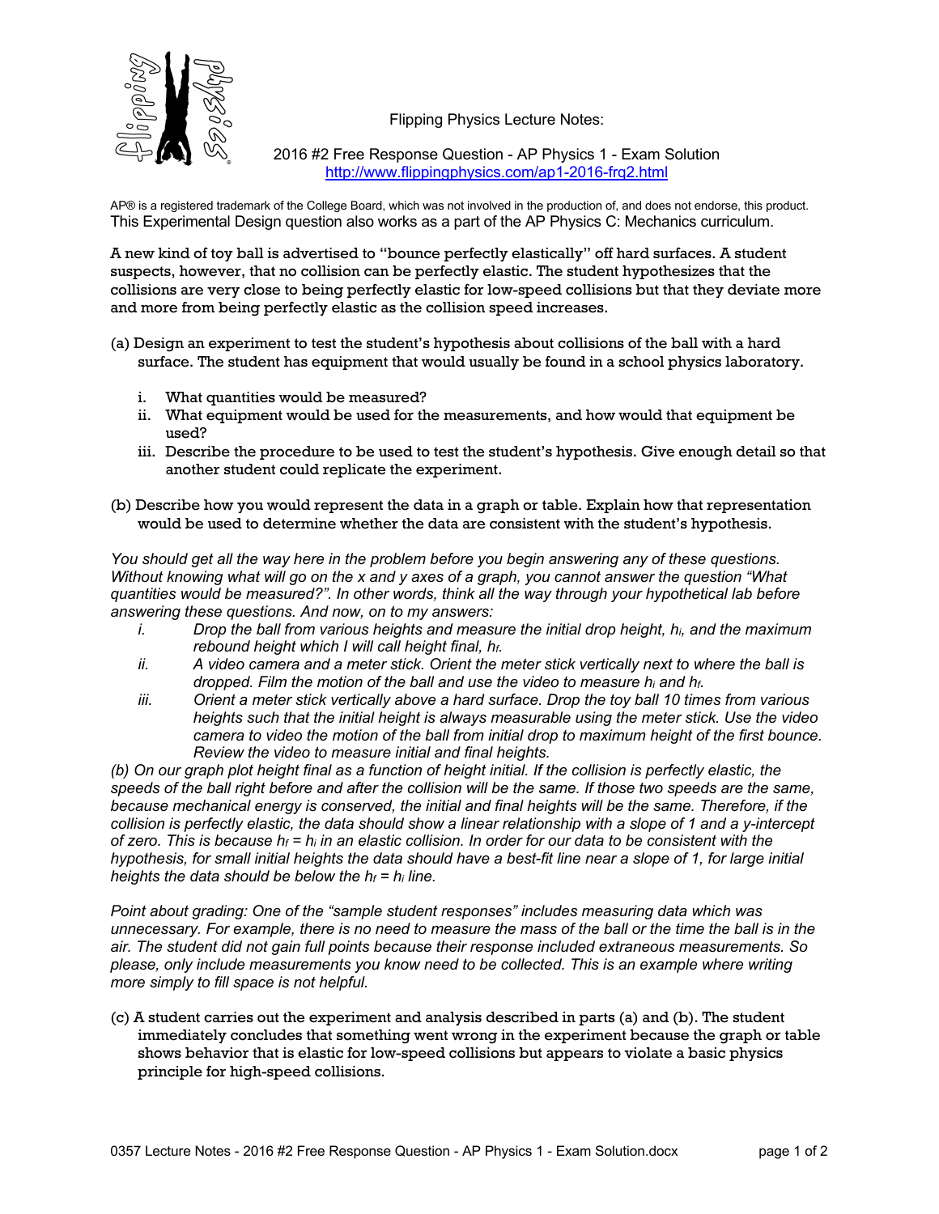Flipping Physics Lecture Notes:

2016 #2 Free Response Question - AP Physics 1 - Exam Solution
http://www.flippingphysics.com/ap1-2016-frq2.html

AP® is a registered trademark of the College Board, which was not involved in the production of, and does not endorse, this product.
This Experimental Design question also works as a part of the AP Physics C: Mechanics curriculum.

A new kind of toy ball is advertised to "bounce perfectly elastically" off hard surfaces. A student suspects, however, that no collision can be perfectly elastic. The student hypothesizes that the collisions are very close to being perfectly elastic for low-speed collisions but that they deviate more and more from being perfectly elastic as the collision speed increases.

(a) Design an experiment to test the student's hypothesis about collisions of the ball with a hard surface. The student has equipment that would usually be found in a school physics laboratory.

i. What quantities would be measured?
ii. What equipment would be used for the measurements, and how would that equipment be used?
iii. Describe the procedure to be used to test the student's hypothesis. Give enough detail so that another student could replicate the experiment.

(b) Describe how you would represent the data in a graph or table. Explain how that representation would be used to determine whether the data are consistent with the student's hypothesis.

*You should get all the way here in the problem before you begin answering any of these questions. Without knowing what will go on the x and y axes of a graph, you cannot answer the question "What quantities would be measured?". In other words, think all the way through your hypothetical lab before answering these questions. And now, on to my answers:*

i. *Drop the ball from various heights and measure the initial drop height, $h_i$, and the maximum rebound height which I will call height final, $h_f$.*
ii. *A video camera and a meter stick. Orient the meter stick vertically next to where the ball is dropped. Film the motion of the ball and use the video to measure $h_i$ and $h_f$.*
iii. *Orient a meter stick vertically above a hard surface. Drop the toy ball 10 times from various heights such that the initial height is always measurable using the meter stick. Use the video camera to video the motion of the ball from initial drop to maximum height of the first bounce. Review the video to measure initial and final heights.*

*(b) On our graph plot height final as a function of height initial. If the collision is perfectly elastic, the speeds of the ball right before and after the collision will be the same. If those two speeds are the same, because mechanical energy is conserved, the initial and final heights will be the same. Therefore, if the collision is perfectly elastic, the data should show a linear relationship with a slope of 1 and a y-intercept of zero. This is because $h_f = h_i$ in an elastic collision. In order for our data to be consistent with the hypothesis, for small initial heights the data should have a best-fit line near a slope of 1, for large initial heights the data should be below the $h_f = h_i$ line.*

*Point about grading: One of the "sample student responses" includes measuring data which was unnecessary. For example, there is no need to measure the mass of the ball or the time the ball is in the air. The student did not gain full points because their response included extraneous measurements. So please, only include measurements you know need to be collected. This is an example where writing more simply to fill space is not helpful.*

(c) A student carries out the experiment and analysis described in parts (a) and (b). The student immediately concludes that something went wrong in the experiment because the graph or table shows behavior that is elastic for low-speed collisions but appears to violate a basic physics principle for high-speed collisions.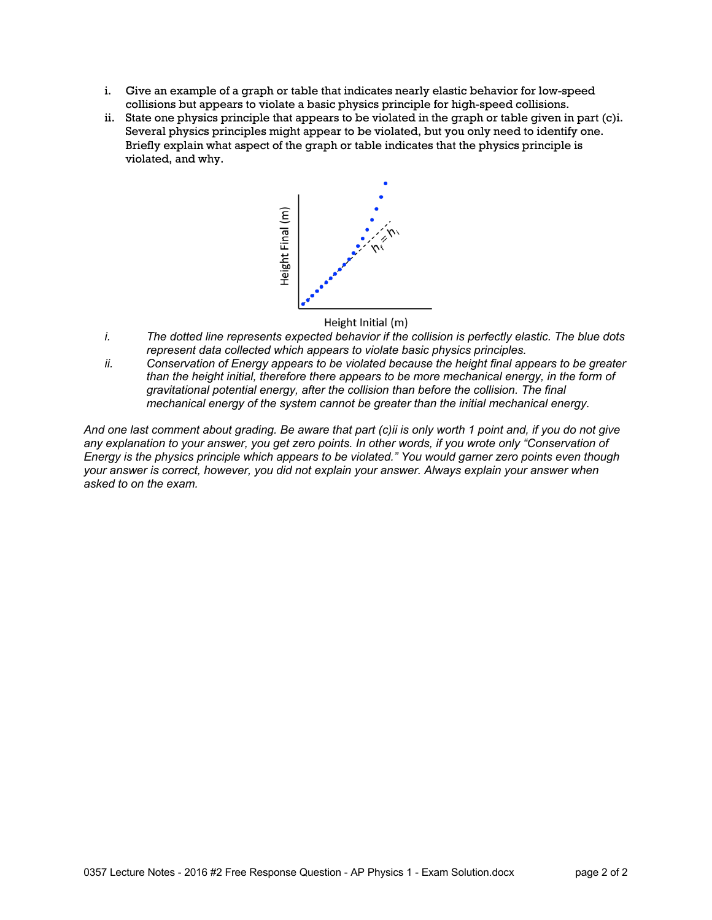i. Give an example of a graph or table that indicates nearly elastic behavior for low-speed collisions but appears to violate a basic physics principle for high-speed collisions.

ii. State one physics principle that appears to be violated in the graph or table given in part (c)i. Several physics principles might appear to be violated, but you only need to identify one. Briefly explain what aspect of the graph or table indicates that the physics principle is violated, and why.

Height Final (m)

$h_f = h_i$

Height Initial (m)

*i. The dotted line represents expected behavior if the collision is perfectly elastic. The blue dots represent data collected which appears to violate basic physics principles.*

*ii. Conservation of Energy appears to be violated because the height final appears to be greater than the height initial, therefore there appears to be more mechanical energy, in the form of gravitational potential energy, after the collision than before the collision. The final mechanical energy of the system cannot be greater than the initial mechanical energy.*

*And one last comment about grading. Be aware that part (c)ii is only worth 1 point and, if you do not give any explanation to your answer, you get zero points. In other words, if you wrote only "Conservation of Energy is the physics principle which appears to be violated." You would garner zero points even though your answer is correct, however, you did not explain your answer. Always explain your answer when asked to on the exam.*